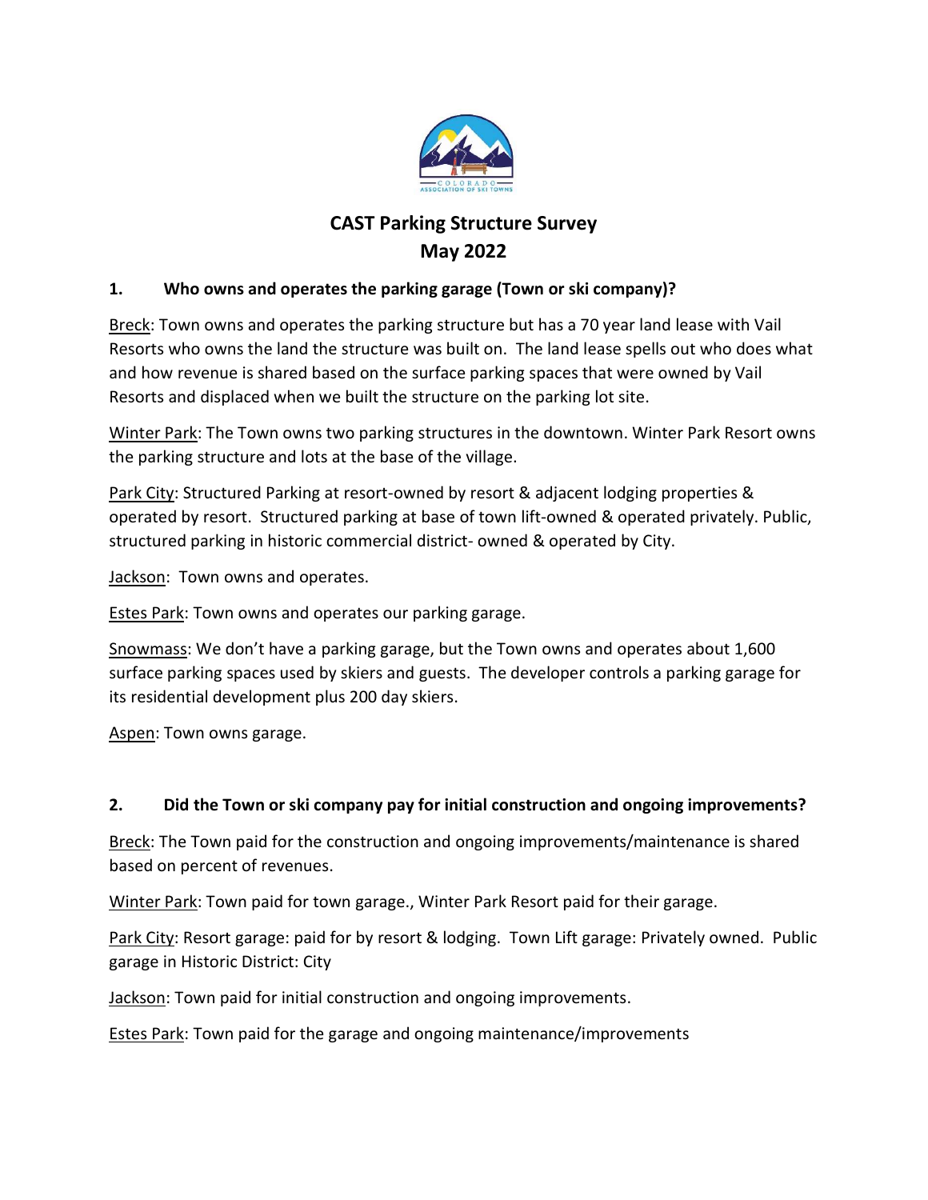# CAST Parking Structure Survey
## May 2022

### 1. Who owns and operates the parking garage (Town or ski company)?

Breck: Town owns and operates the parking structure but has a 70 year land lease with Vail Resorts who owns the land the structure was built on. The land lease spells out who does what and how revenue is shared based on the surface parking spaces that were owned by Vail Resorts and displaced when we built the structure on the parking lot site.

Winter Park: The Town owns two parking structures in the downtown. Winter Park Resort owns the parking structure and lots at the base of the village.

Park City: Structured Parking at resort-owned by resort & adjacent lodging properties & operated by resort. Structured parking at base of town lift-owned & operated privately. Public, structured parking in historic commercial district- owned & operated by City.

Jackson: Town owns and operates.

Estes Park: Town owns and operates our parking garage.

Snowmass: We don't have a parking garage, but the Town owns and operates about 1,600 surface parking spaces used by skiers and guests. The developer controls a parking garage for its residential development plus 200 day skiers.

Aspen: Town owns garage.

### 2. Did the Town or ski company pay for initial construction and ongoing improvements?

Breck: The Town paid for the construction and ongoing improvements/maintenance is shared based on percent of revenues.

Winter Park: Town paid for town garage., Winter Park Resort paid for their garage.

Park City: Resort garage: paid for by resort & lodging. Town Lift garage: Privately owned. Public garage in Historic District: City

Jackson: Town paid for initial construction and ongoing improvements.

Estes Park: Town paid for the garage and ongoing maintenance/improvements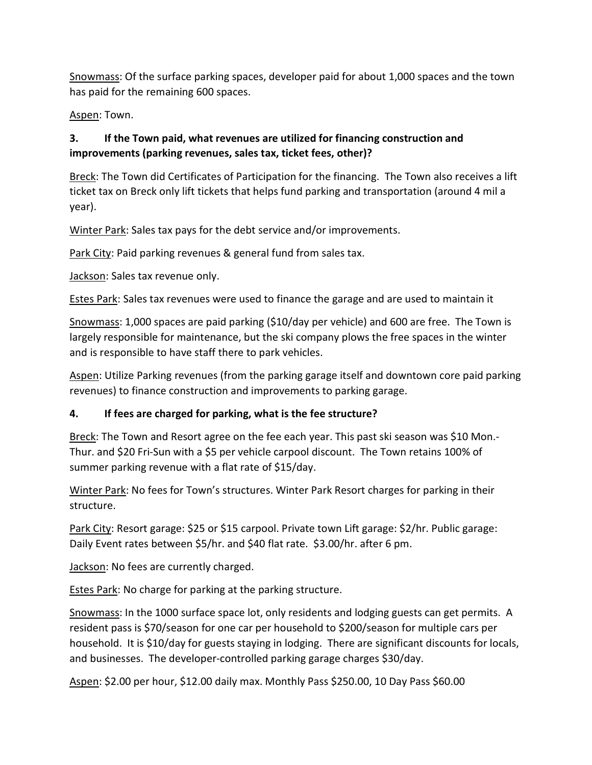Snowmass: Of the surface parking spaces, developer paid for about 1,000 spaces and the town has paid for the remaining 600 spaces.

Aspen: Town.

**3. If the Town paid, what revenues are utilized for financing construction and improvements (parking revenues, sales tax, ticket fees, other)?**

Breck: The Town did Certificates of Participation for the financing. The Town also receives a lift ticket tax on Breck only lift tickets that helps fund parking and transportation (around 4 mil a year).

Winter Park: Sales tax pays for the debt service and/or improvements.

Park City: Paid parking revenues & general fund from sales tax.

Jackson: Sales tax revenue only.

Estes Park: Sales tax revenues were used to finance the garage and are used to maintain it

Snowmass: 1,000 spaces are paid parking ($10/day per vehicle) and 600 are free. The Town is largely responsible for maintenance, but the ski company plows the free spaces in the winter and is responsible to have staff there to park vehicles.

Aspen: Utilize Parking revenues (from the parking garage itself and downtown core paid parking revenues) to finance construction and improvements to parking garage.

**4. If fees are charged for parking, what is the fee structure?**

Breck: The Town and Resort agree on the fee each year. This past ski season was $10 Mon.-Thur. and $20 Fri-Sun with a $5 per vehicle carpool discount. The Town retains 100% of summer parking revenue with a flat rate of $15/day.

Winter Park: No fees for Town's structures. Winter Park Resort charges for parking in their structure.

Park City: Resort garage: $25 or $15 carpool. Private town Lift garage: $2/hr. Public garage: Daily Event rates between $5/hr. and $40 flat rate. $3.00/hr. after 6 pm.

Jackson: No fees are currently charged.

Estes Park: No charge for parking at the parking structure.

Snowmass: In the 1000 surface space lot, only residents and lodging guests can get permits. A resident pass is $70/season for one car per household to $200/season for multiple cars per household. It is $10/day for guests staying in lodging. There are significant discounts for locals, and businesses. The developer-controlled parking garage charges $30/day.

Aspen: $2.00 per hour, $12.00 daily max. Monthly Pass $250.00, 10 Day Pass $60.00